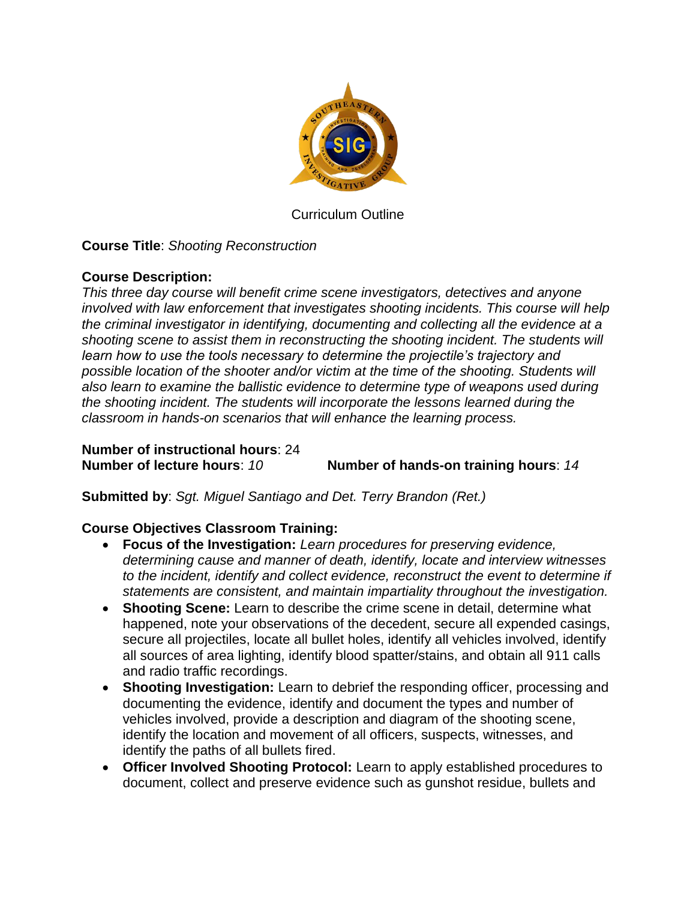Curriculum Outline

**Course Title**: *Shooting Reconstruction*

**Course Description:**

*This three day course will benefit crime scene investigators, detectives and anyone involved with law enforcement that investigates shooting incidents. This course will help the criminal investigator in identifying, documenting and collecting all the evidence at a shooting scene to assist them in reconstructing the shooting incident. The students will learn how to use the tools necessary to determine the projectile's trajectory and possible location of the shooter and/or victim at the time of the shooting. Students will also learn to examine the ballistic evidence to determine type of weapons used during the shooting incident. The students will incorporate the lessons learned during the classroom in hands-on scenarios that will enhance the learning process.*

**Number of instructional hours**: 24

**Number of lecture hours**: *10* **Number of hands-on training hours**: *14*

**Submitted by**: *Sgt. Miguel Santiago and Det. Terry Brandon (Ret.)*

**Course Objectives Classroom Training:**

- **Focus of the Investigation:** *Learn procedures for preserving evidence, determining cause and manner of death, identify, locate and interview witnesses to the incident, identify and collect evidence, reconstruct the event to determine if statements are consistent, and maintain impartiality throughout the investigation.*
- **Shooting Scene:** Learn to describe the crime scene in detail, determine what happened, note your observations of the decedent, secure all expended casings, secure all projectiles, locate all bullet holes, identify all vehicles involved, identify all sources of area lighting, identify blood spatter/stains, and obtain all 911 calls and radio traffic recordings.
- **Shooting Investigation:** Learn to debrief the responding officer, processing and documenting the evidence, identify and document the types and number of vehicles involved, provide a description and diagram of the shooting scene, identify the location and movement of all officers, suspects, witnesses, and identify the paths of all bullets fired.
- **Officer Involved Shooting Protocol:** Learn to apply established procedures to document, collect and preserve evidence such as gunshot residue, bullets and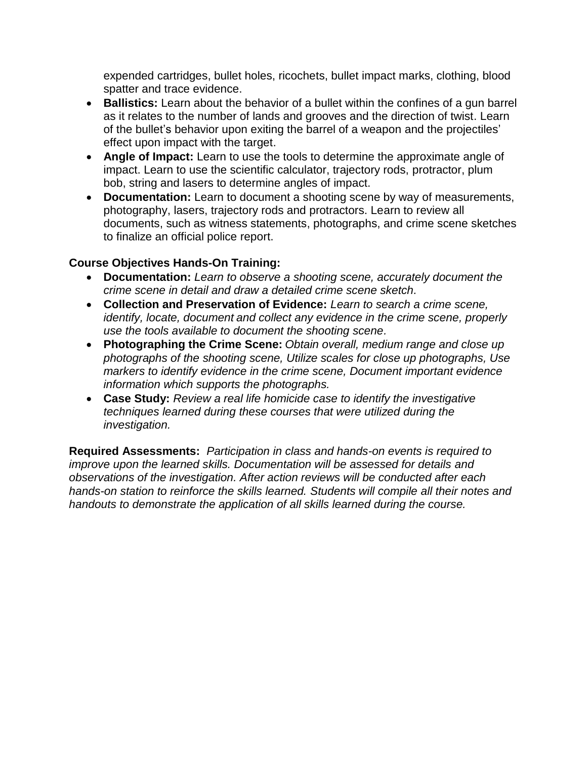expended cartridges, bullet holes, ricochets, bullet impact marks, clothing, blood spatter and trace evidence.

- **Ballistics:** Learn about the behavior of a bullet within the confines of a gun barrel as it relates to the number of lands and grooves and the direction of twist. Learn of the bullet's behavior upon exiting the barrel of a weapon and the projectiles' effect upon impact with the target.
- **Angle of Impact:** Learn to use the tools to determine the approximate angle of impact. Learn to use the scientific calculator, trajectory rods, protractor, plum bob, string and lasers to determine angles of impact.
- **Documentation:** Learn to document a shooting scene by way of measurements, photography, lasers, trajectory rods and protractors. Learn to review all documents, such as witness statements, photographs, and crime scene sketches to finalize an official police report.

**Course Objectives Hands-On Training:**

- **Documentation:** *Learn to observe a shooting scene, accurately document the crime scene in detail and draw a detailed crime scene sketch.*
- **Collection and Preservation of Evidence:** *Learn to search a crime scene, identify, locate, document and collect any evidence in the crime scene, properly use the tools available to document the shooting scene.*
- **Photographing the Crime Scene:** *Obtain overall, medium range and close up photographs of the shooting scene, Utilize scales for close up photographs, Use markers to identify evidence in the crime scene, Document important evidence information which supports the photographs.*
- **Case Study:** *Review a real life homicide case to identify the investigative techniques learned during these courses that were utilized during the investigation.*

**Required Assessments:** *Participation in class and hands-on events is required to improve upon the learned skills. Documentation will be assessed for details and observations of the investigation. After action reviews will be conducted after each hands-on station to reinforce the skills learned. Students will compile all their notes and handouts to demonstrate the application of all skills learned during the course.*